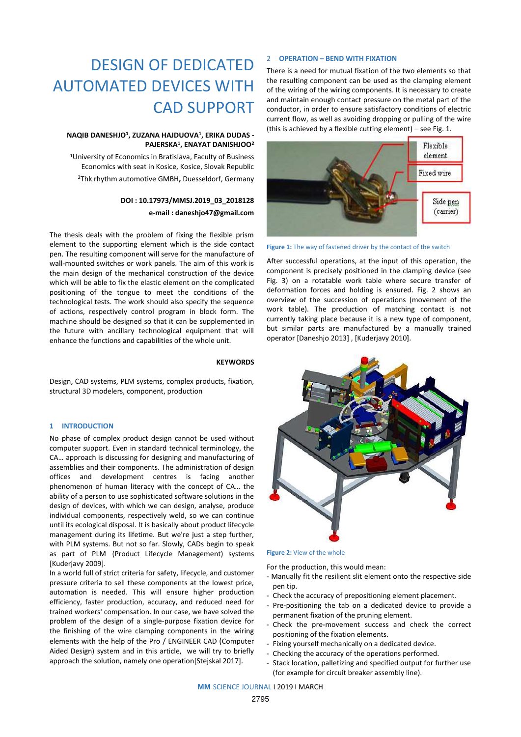# DESIGN OF DEDICATED AUTOMATED DEVICES WITH CAD SUPPORT

**NAQIB DANESHJO[1], ZUZANA HAJDUOVA[1], ERIKA DUDAS - PAJERSKA[1], ENAYAT DANISHJOO[2]**

[1]University of Economics in Bratislava, Faculty of Business Economics with seat in Kosice, Kosice, Slovak Republic

[2]Thk rhythm automotive GMBH, Duesseldorf, Germany

**DOI : 10.17973/MMSJ.2019_03_2018128**

**e-mail : daneshjo47@gmail.com**

The thesis deals with the problem of fixing the flexible prism element to the supporting element which is the side contact pen. The resulting component will serve for the manufacture of wall-mounted switches or work panels. The aim of this work is the main design of the mechanical construction of the device which will be able to fix the elastic element on the complicated positioning of the tongue to meet the conditions of the technological tests. The work should also specify the sequence of actions, respectively control program in block form. The machine should be designed so that it can be supplemented in the future with ancillary technological equipment that will enhance the functions and capabilities of the whole unit.

**KEYWORDS**

Design, CAD systems, PLM systems, complex products, fixation, structural 3D modelers, component, production

## 1 INTRODUCTION

No phase of complex product design cannot be used without computer support. Even in standard technical terminology, the CA… approach is discussing for designing and manufacturing of assemblies and their components. The administration of design offices and development centres is facing another phenomenon of human literacy with the concept of CA… the ability of a person to use sophisticated software solutions in the design of devices, with which we can design, analyse, produce individual components, respectively weld, so we can continue until its ecological disposal. It is basically about product lifecycle management during its lifetime. But we're just a step further, with PLM systems. But not so far. Slowly, CADs begin to speak as part of PLM (Product Lifecycle Management) systems [Kuderjavy 2009].

In a world full of strict criteria for safety, lifecycle, and customer pressure criteria to sell these components at the lowest price, automation is needed. This will ensure higher production efficiency, faster production, accuracy, and reduced need for trained workers' compensation. In our case, we have solved the problem of the design of a single-purpose fixation device for the finishing of the wire clamping components in the wiring elements with the help of the Pro / ENGINEER CAD (Computer Aided Design) system and in this article, we will try to briefly approach the solution, namely one operation[Stejskal 2017].

## 2 OPERATION – BEND WITH FIXATION

There is a need for mutual fixation of the two elements so that the resulting component can be used as the clamping element of the wiring of the wiring components. It is necessary to create and maintain enough contact pressure on the metal part of the conductor, in order to ensure satisfactory conditions of electric current flow, as well as avoiding dropping or pulling of the wire (this is achieved by a flexible cutting element) – see Fig. 1.

Flexible element

Fixed wire

Side pen (carrier)

**Figure 1:** The way of fastened driver by the contact of the switch

After successful operations, at the input of this operation, the component is precisely positioned in the clamping device (see Fig. 3) on a rotatable work table where secure transfer of deformation forces and holding is ensured. Fig. 2 shows an overview of the succession of operations (movement of the work table). The production of matching contact is not currently taking place because it is a new type of component, but similar parts are manufactured by a manually trained operator [Daneshjo 2013] , [Kuderjavy 2010].

**Figure 2:** View of the whole

For the production, this would mean:

- Manually fit the resilient slit element onto the respective side pen tip.
- Check the accuracy of prepositioning element placement.
- Pre-positioning the tab on a dedicated device to provide a permanent fixation of the pruning element.
- Check the pre-movement success and check the correct positioning of the fixation elements.
- Fixing yourself mechanically on a dedicated device.
- Checking the accuracy of the operations performed.
- Stack location, palletizing and specified output for further use (for example for circuit breaker assembly line).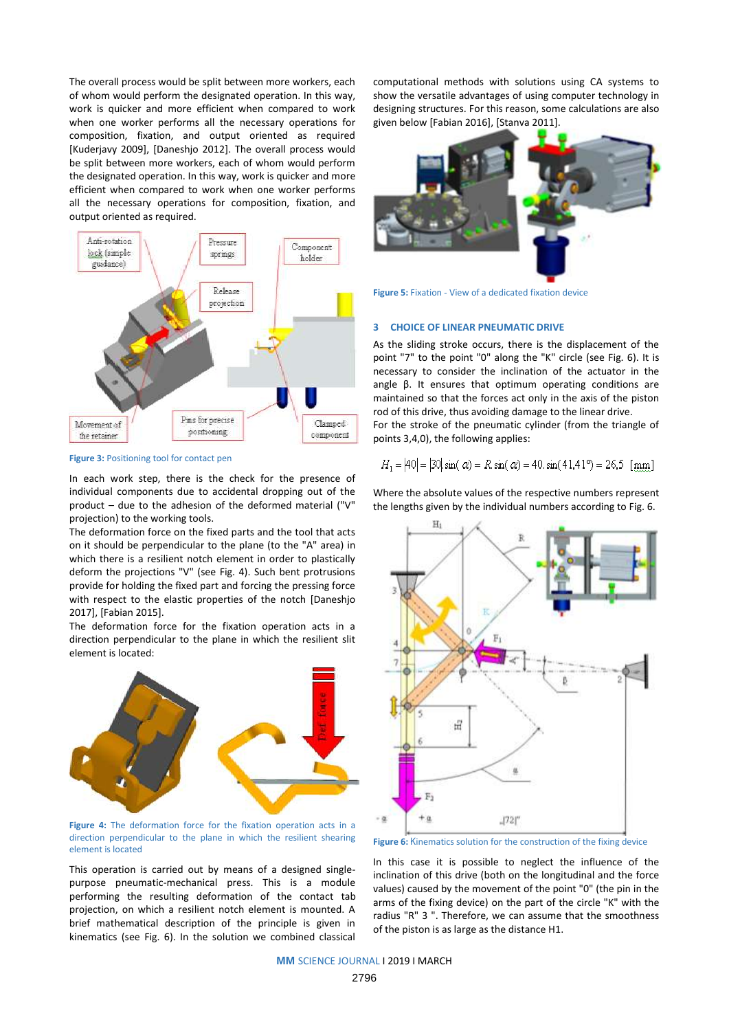The overall process would be split between more workers, each of whom would perform the designated operation. In this way, work is quicker and more efficient when compared to work when one worker performs all the necessary operations for composition, fixation, and output oriented as required [Kuderjavy 2009], [Daneshjo 2012]. The overall process would be split between more workers, each of whom would perform the designated operation. In this way, work is quicker and more efficient when compared to work when one worker performs all the necessary operations for composition, fixation, and output oriented as required.

Figure 3: Positioning tool for contact pen

In each work step, there is the check for the presence of individual components due to accidental dropping out of the product – due to the adhesion of the deformed material ("V" projection) to the working tools.

The deformation force on the fixed parts and the tool that acts on it should be perpendicular to the plane (to the "A" area) in which there is a resilient notch element in order to plastically deform the projections "V" (see Fig. 4). Such bent protrusions provide for holding the fixed part and forcing the pressing force with respect to the elastic properties of the notch [Daneshjo 2017], [Fabian 2015].

The deformation force for the fixation operation acts in a direction perpendicular to the plane in which the resilient slit element is located:

Figure 4: The deformation force for the fixation operation acts in a direction perpendicular to the plane in which the resilient shearing element is located

This operation is carried out by means of a designed single-purpose pneumatic-mechanical press. This is a module performing the resulting deformation of the contact tab projection, on which a resilient notch element is mounted. A brief mathematical description of the principle is given in kinematics (see Fig. 6). In the solution we combined classical computational methods with solutions using CA systems to show the versatile advantages of using computer technology in designing structures. For this reason, some calculations are also given below [Fabian 2016], [Stanva 2011].

Figure 5: Fixation - View of a dedicated fixation device

## 3 CHOICE OF LINEAR PNEUMATIC DRIVE

As the sliding stroke occurs, there is the displacement of the point "7" to the point "0" along the "K" circle (see Fig. 6). It is necessary to consider the inclination of the actuator in the angle β. It ensures that optimum operating conditions are maintained so that the forces act only in the axis of the piston rod of this drive, thus avoiding damage to the linear drive.

For the stroke of the pneumatic cylinder (from the triangle of points 3,4,0), the following applies:

$$H_1 = |40| = |30|.\sin(\alpha) = R.\sin(\alpha) = 40.\sin(41{,}41^0) = 26{,}5 \ \ [mm]$$

Where the absolute values of the respective numbers represent the lengths given by the individual numbers according to Fig. 6.

Figure 6: Kinematics solution for the construction of the fixing device

In this case it is possible to neglect the influence of the inclination of this drive (both on the longitudinal and the force values) caused by the movement of the point "0" (the pin in the arms of the fixing device) on the part of the circle "K" with the radius "R" 3 ". Therefore, we can assume that the smoothness of the piston is as large as the distance H1.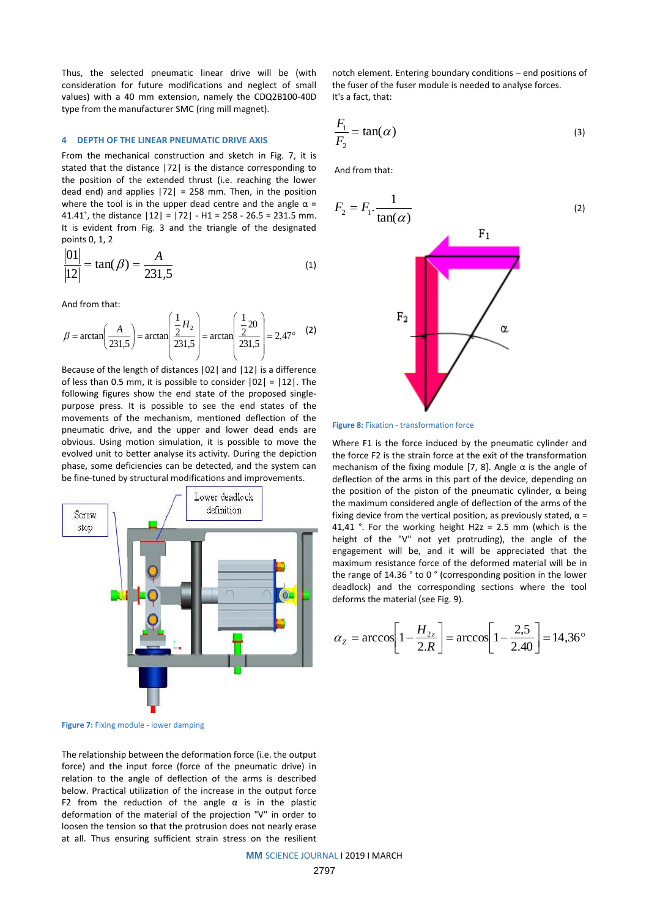Thus, the selected pneumatic linear drive will be (with consideration for future modifications and neglect of small values) with a 40 mm extension, namely the CDQ2B100-40D type from the manufacturer SMC (ring mill magnet).

## 4 DEPTH OF THE LINEAR PNEUMATIC DRIVE AXIS

From the mechanical construction and sketch in Fig. 7, it is stated that the distance |72| is the distance corresponding to the position of the extended thrust (i.e. reaching the lower dead end) and applies |72| = 258 mm. Then, in the position where the tool is in the upper dead centre and the angle α = 41.41˚, the distance |12| = |72| - H1 = 258 - 26.5 = 231.5 mm. It is evident from Fig. 3 and the triangle of the designated points 0, 1, 2

$$\frac{|01|}{|12|} = \tan(\beta) = \frac{A}{231{,}5} \tag{1}$$

And from that:

$$\beta = \arctan\left(\frac{A}{231{,}5}\right) = \arctan\left(\frac{\frac{1}{2}H_2}{231{,}5}\right) = \arctan\left(\frac{\frac{1}{2}20}{231{,}5}\right) = 2{,}47° \tag{2}$$

Because of the length of distances |02| and |12| is a difference of less than 0.5 mm, it is possible to consider |02| = |12|. The following figures show the end state of the proposed single-purpose press. It is possible to see the end states of the movements of the mechanism, mentioned deflection of the pneumatic drive, and the upper and lower dead ends are obvious. Using motion simulation, it is possible to move the evolved unit to better analyse its activity. During the depiction phase, some deficiencies can be detected, and the system can be fine-tuned by structural modifications and improvements.

Figure 7: Fixing module - lower damping

The relationship between the deformation force (i.e. the output force) and the input force (force of the pneumatic drive) in relation to the angle of deflection of the arms is described below. Practical utilization of the increase in the output force F2 from the reduction of the angle α is in the plastic deformation of the material of the projection "V" in order to loosen the tension so that the protrusion does not nearly erase at all. Thus ensuring sufficient strain stress on the resilient notch element. Entering boundary conditions – end positions of the fuser of the fuser module is needed to analyse forces.
It's a fact, that:

$$\frac{F_1}{F_2} = \tan(\alpha) \tag{3}$$

And from that:

$$F_2 = F_1 \cdot \frac{1}{\tan(\alpha)} \tag{2}$$

Figure 8: Fixation - transformation force

Where F1 is the force induced by the pneumatic cylinder and the force F2 is the strain force at the exit of the transformation mechanism of the fixing module [7, 8]. Angle α is the angle of deflection of the arms in this part of the device, depending on the position of the piston of the pneumatic cylinder, α being the maximum considered angle of deflection of the arms of the fixing device from the vertical position, as previously stated, α = 41,41 °. For the working height H2z = 2.5 mm (which is the height of the "V" not yet protruding), the angle of the engagement will be, and it will be appreciated that the maximum resistance force of the deformed material will be in the range of 14.36 ° to 0 ° (corresponding position in the lower deadlock) and the corresponding sections where the tool deforms the material (see Fig. 9).

$$\alpha_Z = \arccos\left[1 - \frac{H_{2z}}{2.R}\right] = \arccos\left[1 - \frac{2{,}5}{2.40}\right] = 14{,}36°$$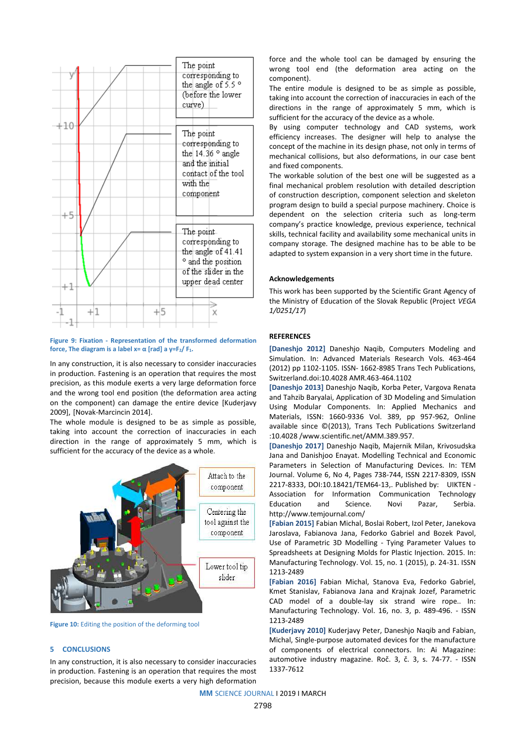The point corresponding to the angle of 5.5 ° (before the lower curve)

The point corresponding to the 14.36 ° angle and the initial contact of the tool with the component

The point corresponding to the angle of 41.41 ° and the position of the slider in the upper dead center

Figure 9: Fixation - Representation of the transformed deformation force, The diagram is a label x= α [rad] a y=$F_2$/ $F_1$.

In any construction, it is also necessary to consider inaccuracies in production. Fastening is an operation that requires the most precision, as this module exerts a very large deformation force and the wrong tool end position (the deformation area acting on the component) can damage the entire device [Kuderjavy 2009], [Novak-Marcincin 2014].

The whole module is designed to be as simple as possible, taking into account the correction of inaccuracies in each direction in the range of approximately 5 mm, which is sufficient for the accuracy of the device as a whole.

Attach to the component

Centering the tool against the component

Lower tool tip slider

Figure 10: Editing the position of the deforming tool

## 5 CONCLUSIONS

In any construction, it is also necessary to consider inaccuracies in production. Fastening is an operation that requires the most precision, because this module exerts a very high deformation force and the whole tool can be damaged by ensuring the wrong tool end (the deformation area acting on the component).

The entire module is designed to be as simple as possible, taking into account the correction of inaccuracies in each of the directions in the range of approximately 5 mm, which is sufficient for the accuracy of the device as a whole.

By using computer technology and CAD systems, work efficiency increases. The designer will help to analyse the concept of the machine in its design phase, not only in terms of mechanical collisions, but also deformations, in our case bent and fixed components.

The workable solution of the best one will be suggested as a final mechanical problem resolution with detailed description of construction description, component selection and skeleton program design to build a special purpose machinery. Choice is dependent on the selection criteria such as long-term company's practice knowledge, previous experience, technical skills, technical facility and availability some mechanical units in company storage. The designed machine has to be able to be adapted to system expansion in a very short time in the future.

### Acknowledgements

This work has been supported by the Scientific Grant Agency of the Ministry of Education of the Slovak Republic (Project *VEGA 1/0251/17*)

### REFERENCES

[Daneshjo 2012] Daneshjo Naqib, Computers Modeling and Simulation. In: Advanced Materials Research Vols. 463-464 (2012) pp 1102-1105. ISSN- 1662-8985 Trans Tech Publications, Switzerland.doi:10.4028 AMR.463-464.1102

[Daneshjo 2013] Daneshjo Naqib, Korba Peter, Vargova Renata and Tahzib Baryalai, Application of 3D Modeling and Simulation Using Modular Components. In: Applied Mechanics and Materials, ISSN: 1660-9336 Vol. 389, pp 957-962, Online available since ©(2013), Trans Tech Publications Switzerland :10.4028 /www.scientific.net/AMM.389.957.

[Daneshjo 2017] Daneshjo Naqib, Majernik Milan, Krivosudska Jana and Danishjoo Enayat. Modelling Technical and Economic Parameters in Selection of Manufacturing Devices. In: TEM Journal. Volume 6, No 4, Pages 738-744, ISSN 2217-8309, ISSN 2217-8333, DOI:10.18421/TEM64-13,. Published by: UIKTEN - Association for Information Communication Technology Education and Science. Novi Pazar, Serbia. http://www.temjournal.com/

[Fabian 2015] Fabian Michal, Boslai Robert, Izol Peter, Janekova Jaroslava, Fabianova Jana, Fedorko Gabriel and Bozek Pavol, Use of Parametric 3D Modelling - Tying Parameter Values to Spreadsheets at Designing Molds for Plastic Injection. 2015. In: Manufacturing Technology. Vol. 15, no. 1 (2015), p. 24-31. ISSN 1213-2489

[Fabian 2016] Fabian Michal, Stanova Eva, Fedorko Gabriel, Kmet Stanislav, Fabianova Jana and Krajnak Jozef, Parametric CAD model of a double-lay six strand wire rope.. In: Manufacturing Technology. Vol. 16, no. 3, p. 489-496. - ISSN 1213-2489

[Kuderjavy 2010] Kuderjavy Peter, Daneshjo Naqib and Fabian, Michal, Single-purpose automated devices for the manufacture of components of electrical connectors. In: Ai Magazine: automotive industry magazine. Roč. 3, č. 3, s. 74-77. - ISSN 1337-7612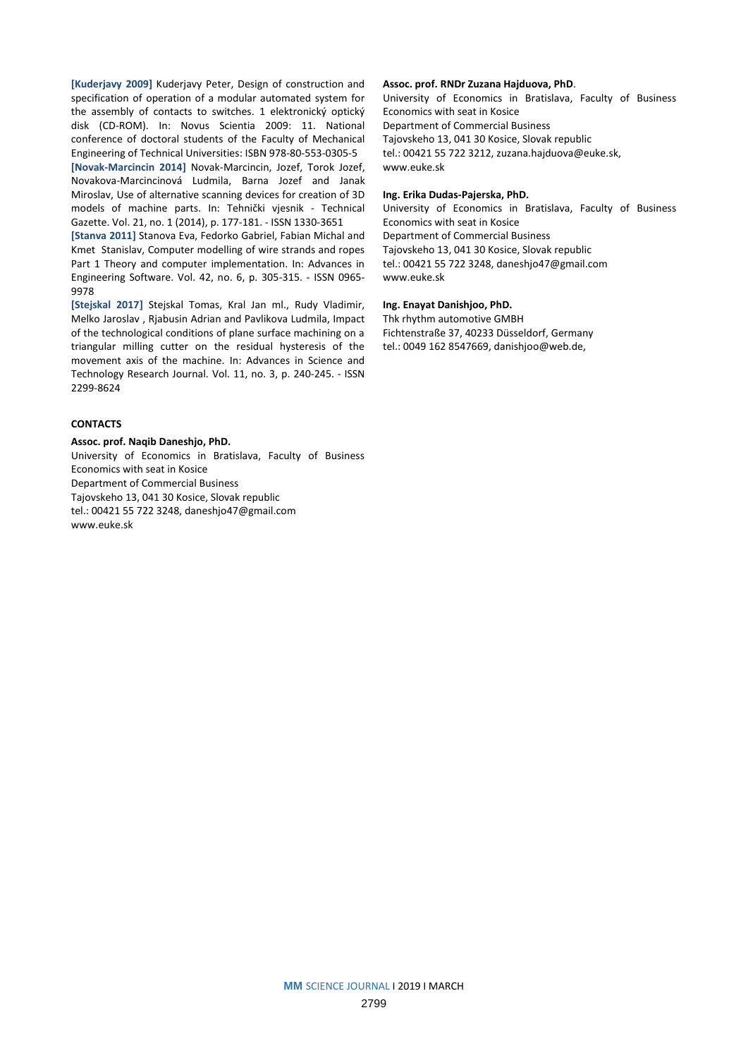**[Kuderjavy 2009]** Kuderjavy Peter, Design of construction and specification of operation of a modular automated system for the assembly of contacts to switches. 1 elektronický optický disk (CD-ROM). In: Novus Scientia 2009: 11. National conference of doctoral students of the Faculty of Mechanical Engineering of Technical Universities: ISBN 978-80-553-0305-5

**[Novak-Marcincin 2014]** Novak-Marcincin, Jozef, Torok Jozef, Novakova-Marcincinová Ludmila, Barna Jozef and Janak Miroslav, Use of alternative scanning devices for creation of 3D models of machine parts. In: Tehnički vjesnik - Technical Gazette. Vol. 21, no. 1 (2014), p. 177-181. - ISSN 1330-3651

**[Stanva 2011]** Stanova Eva, Fedorko Gabriel, Fabian Michal and Kmet Stanislav, Computer modelling of wire strands and ropes Part 1 Theory and computer implementation. In: Advances in Engineering Software. Vol. 42, no. 6, p. 305-315. - ISSN 0965-9978

**[Stejskal 2017]** Stejskal Tomas, Kral Jan ml., Rudy Vladimir, Melko Jaroslav , Rjabusin Adrian and Pavlikova Ludmila, Impact of the technological conditions of plane surface machining on a triangular milling cutter on the residual hysteresis of the movement axis of the machine. In: Advances in Science and Technology Research Journal. Vol. 11, no. 3, p. 240-245. - ISSN 2299-8624

## CONTACTS

**Assoc. prof. Naqib Daneshjo, PhD.**
University of Economics in Bratislava, Faculty of Business Economics with seat in Kosice
Department of Commercial Business
Tajovskeho 13, 041 30 Kosice, Slovak republic
tel.: 00421 55 722 3248, daneshjo47@gmail.com
www.euke.sk

**Assoc. prof. RNDr Zuzana Hajduova, PhD**.
University of Economics in Bratislava, Faculty of Business Economics with seat in Kosice
Department of Commercial Business
Tajovskeho 13, 041 30 Kosice, Slovak republic
tel.: 00421 55 722 3212, zuzana.hajduova@euke.sk,
www.euke.sk

**Ing. Erika Dudas-Pajerska, PhD.**
University of Economics in Bratislava, Faculty of Business Economics with seat in Kosice
Department of Commercial Business
Tajovskeho 13, 041 30 Kosice, Slovak republic
tel.: 00421 55 722 3248, daneshjo47@gmail.com
www.euke.sk

**Ing. Enayat Danishjoo, PhD.**
Thk rhythm automotive GMBH
Fichtenstraße 37, 40233 Düsseldorf, Germany
tel.: 0049 162 8547669, danishjoo@web.de,